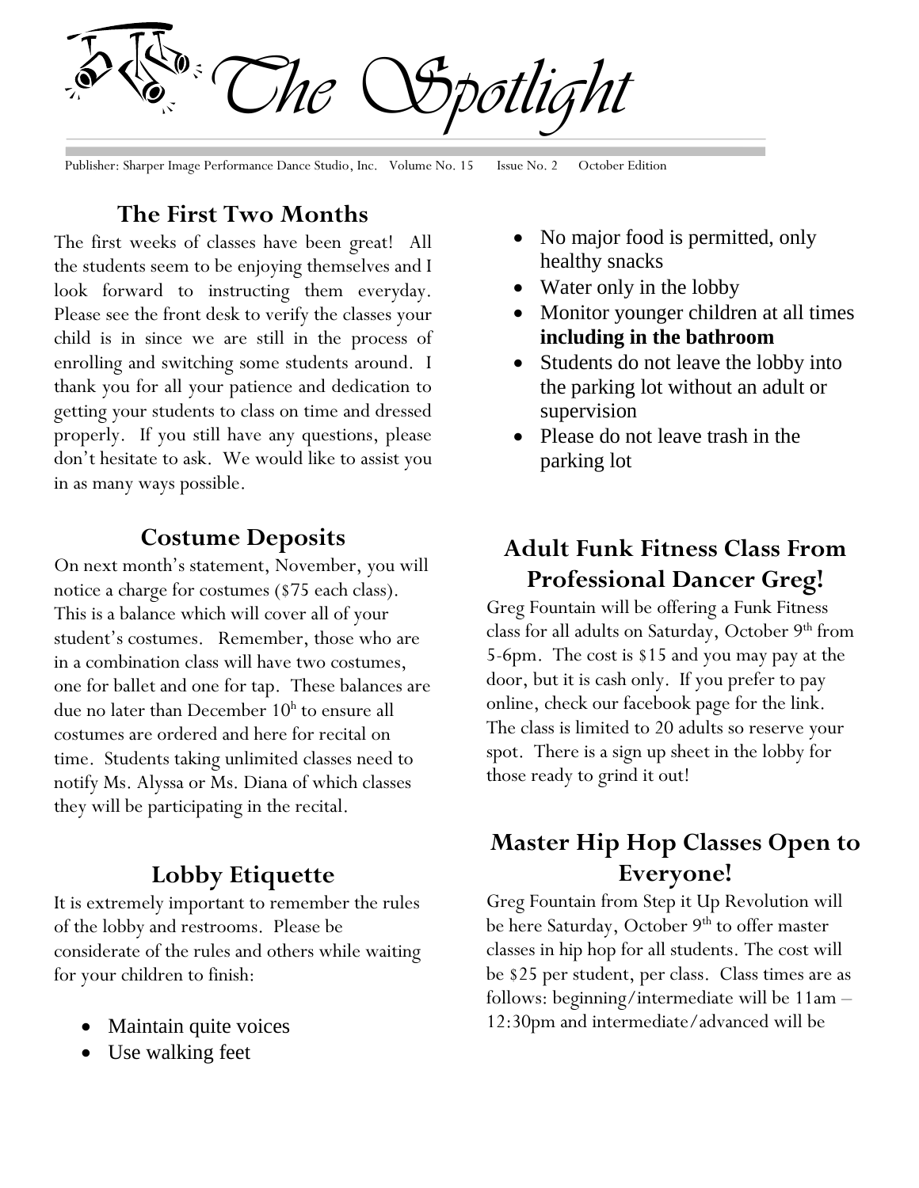# The Spotlight

Publisher: Sharper Image Performance Dance Studio, Inc. Volume No. 15 Issue No. 2 October Edition

## The First Two Months

The first weeks of classes have been great! All the students seem to be enjoying themselves and I look forward to instructing them everyday. Please see the front desk to verify the classes your child is in since we are still in the process of enrolling and switching some students around. I thank you for all your patience and dedication to getting your students to class on time and dressed properly. If you still have any questions, please don't hesitate to ask. We would like to assist you in as many ways possible.

## Costume Deposits

On next month's statement, November, you will notice a charge for costumes ($75 each class). This is a balance which will cover all of your student's costumes. Remember, those who are in a combination class will have two costumes, one for ballet and one for tap. These balances are due no later than December 10h to ensure all costumes are ordered and here for recital on time. Students taking unlimited classes need to notify Ms. Alyssa or Ms. Diana of which classes they will be participating in the recital.

## Lobby Etiquette

It is extremely important to remember the rules of the lobby and restrooms. Please be considerate of the rules and others while waiting for your children to finish:

- Maintain quite voices
- Use walking feet
- No major food is permitted, only healthy snacks
- Water only in the lobby
- Monitor younger children at all times **including in the bathroom**
- Students do not leave the lobby into the parking lot without an adult or supervision
- Please do not leave trash in the parking lot

## Adult Funk Fitness Class From Professional Dancer Greg!

Greg Fountain will be offering a Funk Fitness class for all adults on Saturday, October 9th from 5-6pm. The cost is $15 and you may pay at the door, but it is cash only. If you prefer to pay online, check our facebook page for the link. The class is limited to 20 adults so reserve your spot. There is a sign up sheet in the lobby for those ready to grind it out!

## Master Hip Hop Classes Open to Everyone!

Greg Fountain from Step it Up Revolution will be here Saturday, October 9th to offer master classes in hip hop for all students. The cost will be $25 per student, per class. Class times are as follows: beginning/intermediate will be 11am – 12:30pm and intermediate/advanced will be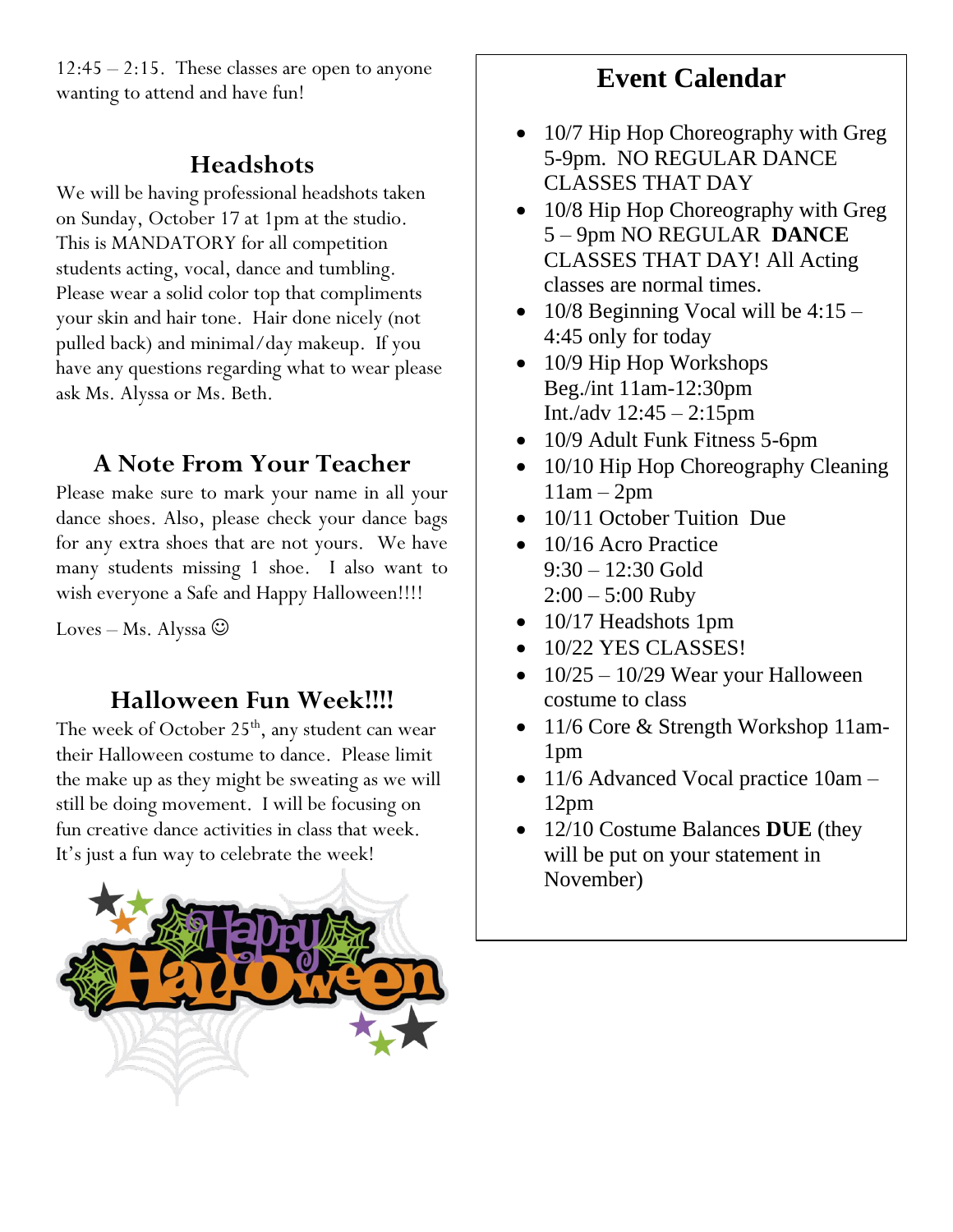12:45 – 2:15. These classes are open to anyone wanting to attend and have fun!

## Headshots

We will be having professional headshots taken on Sunday, October 17 at 1pm at the studio. This is MANDATORY for all competition students acting, vocal, dance and tumbling. Please wear a solid color top that compliments your skin and hair tone. Hair done nicely (not pulled back) and minimal/day makeup. If you have any questions regarding what to wear please ask Ms. Alyssa or Ms. Beth.

## A Note From Your Teacher

Please make sure to mark your name in all your dance shoes. Also, please check your dance bags for any extra shoes that are not yours. We have many students missing 1 shoe. I also want to wish everyone a Safe and Happy Halloween!!!!

Loves – Ms. Alyssa ☺

## Halloween Fun Week!!!!

The week of October 25th, any student can wear their Halloween costume to dance. Please limit the make up as they might be sweating as we will still be doing movement. I will be focusing on fun creative dance activities in class that week. It's just a fun way to celebrate the week!

## Event Calendar

- 10/7 Hip Hop Choreography with Greg 5-9pm. NO REGULAR DANCE CLASSES THAT DAY
- 10/8 Hip Hop Choreography with Greg 5 – 9pm NO REGULAR **DANCE** CLASSES THAT DAY! All Acting classes are normal times.
- 10/8 Beginning Vocal will be 4:15 – 4:45 only for today
- 10/9 Hip Hop Workshops
  Beg./int 11am-12:30pm
  Int./adv 12:45 – 2:15pm
- 10/9 Adult Funk Fitness 5-6pm
- 10/10 Hip Hop Choreography Cleaning 11am – 2pm
- 10/11 October Tuition Due
- 10/16 Acro Practice
  9:30 – 12:30 Gold
  2:00 – 5:00 Ruby
- 10/17 Headshots 1pm
- 10/22 YES CLASSES!
- 10/25 – 10/29 Wear your Halloween costume to class
- 11/6 Core & Strength Workshop 11am-1pm
- 11/6 Advanced Vocal practice 10am – 12pm
- 12/10 Costume Balances **DUE** (they will be put on your statement in November)